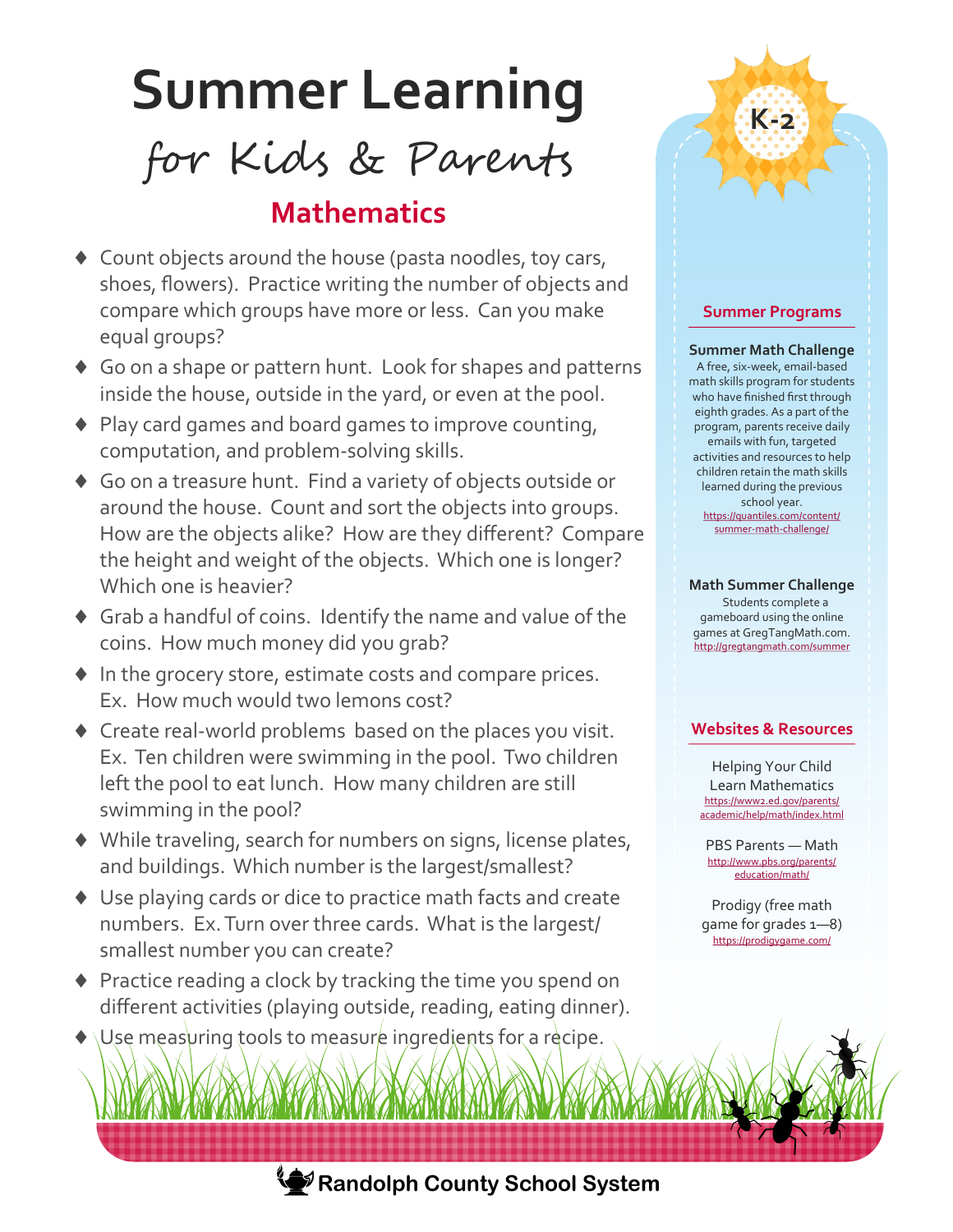# Summer Learning

## for Kids & Parents

### Mathematics

K-2

- Count objects around the house (pasta noodles, toy cars, shoes, flowers). Practice writing the number of objects and compare which groups have more or less. Can you make equal groups?
- Go on a shape or pattern hunt. Look for shapes and patterns inside the house, outside in the yard, or even at the pool.
- Play card games and board games to improve counting, computation, and problem-solving skills.
- Go on a treasure hunt. Find a variety of objects outside or around the house. Count and sort the objects into groups. How are the objects alike? How are they different? Compare the height and weight of the objects. Which one is longer? Which one is heavier?
- Grab a handful of coins. Identify the name and value of the coins. How much money did you grab?
- In the grocery store, estimate costs and compare prices. Ex. How much would two lemons cost?
- Create real-world problems based on the places you visit. Ex. Ten children were swimming in the pool. Two children left the pool to eat lunch. How many children are still swimming in the pool?
- While traveling, search for numbers on signs, license plates, and buildings. Which number is the largest/smallest?
- Use playing cards or dice to practice math facts and create numbers. Ex. Turn over three cards. What is the largest/ smallest number you can create?
- Practice reading a clock by tracking the time you spend on different activities (playing outside, reading, eating dinner).
- Use measuring tools to measure ingredients for a recipe.

### Summer Programs

**Summer Math Challenge**
A free, six-week, email-based math skills program for students who have finished first through eighth grades. As a part of the program, parents receive daily emails with fun, targeted activities and resources to help children retain the math skills learned during the previous school year.
https://quantiles.com/content/summer-math-challenge/

**Math Summer Challenge**
Students complete a gameboard using the online games at GregTangMath.com.
http://gregtangmath.com/summer

### Websites & Resources

Helping Your Child Learn Mathematics
https://www2.ed.gov/parents/academic/help/math/index.html

PBS Parents — Math
http://www.pbs.org/parents/education/math/

Prodigy (free math game for grades 1—8)
https://prodigygame.com/

**Randolph County School System**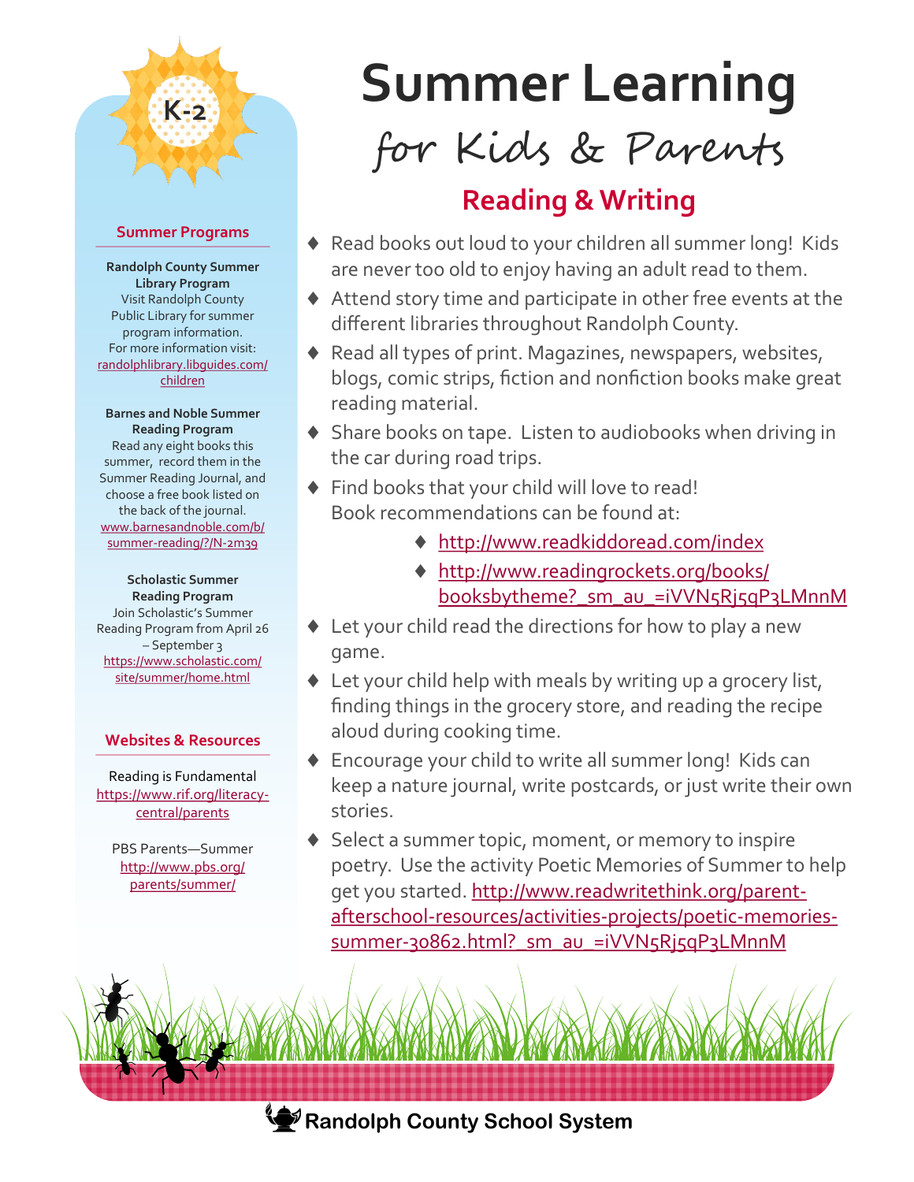K-2

# Summer Learning

## for Kids & Parents

### Reading & Writing

- Read books out loud to your children all summer long! Kids are never too old to enjoy having an adult read to them.
- Attend story time and participate in other free events at the different libraries throughout Randolph County.
- Read all types of print. Magazines, newspapers, websites, blogs, comic strips, fiction and nonfiction books make great reading material.
- Share books on tape. Listen to audiobooks when driving in the car during road trips.
- Find books that your child will love to read! Book recommendations can be found at:
  - http://www.readkiddoread.com/index
  - http://www.readingrockets.org/books/booksbytheme?_sm_au_=iVVN5Rj5qP3LMnnM
- Let your child read the directions for how to play a new game.
- Let your child help with meals by writing up a grocery list, finding things in the grocery store, and reading the recipe aloud during cooking time.
- Encourage your child to write all summer long! Kids can keep a nature journal, write postcards, or just write their own stories.
- Select a summer topic, moment, or memory to inspire poetry. Use the activity Poetic Memories of Summer to help get you started. http://www.readwritethink.org/parent-afterschool-resources/activities-projects/poetic-memories-summer-30862.html?_sm_au_=iVVN5Rj5qP3LMnnM

### Summer Programs

**Randolph County Summer Library Program**
Visit Randolph County Public Library for summer program information.
For more information visit: randolphlibrary.libguides.com/children

**Barnes and Noble Summer Reading Program**
Read any eight books this summer, record them in the Summer Reading Journal, and choose a free book listed on the back of the journal.
www.barnesandnoble.com/b/summer-reading/?/N-2m39

**Scholastic Summer Reading Program**
Join Scholastic's Summer Reading Program from April 26 – September 3
https://www.scholastic.com/site/summer/home.html

### Websites & Resources

Reading is Fundamental
https://www.rif.org/literacy-central/parents

PBS Parents—Summer
http://www.pbs.org/parents/summer/

**Randolph County School System**